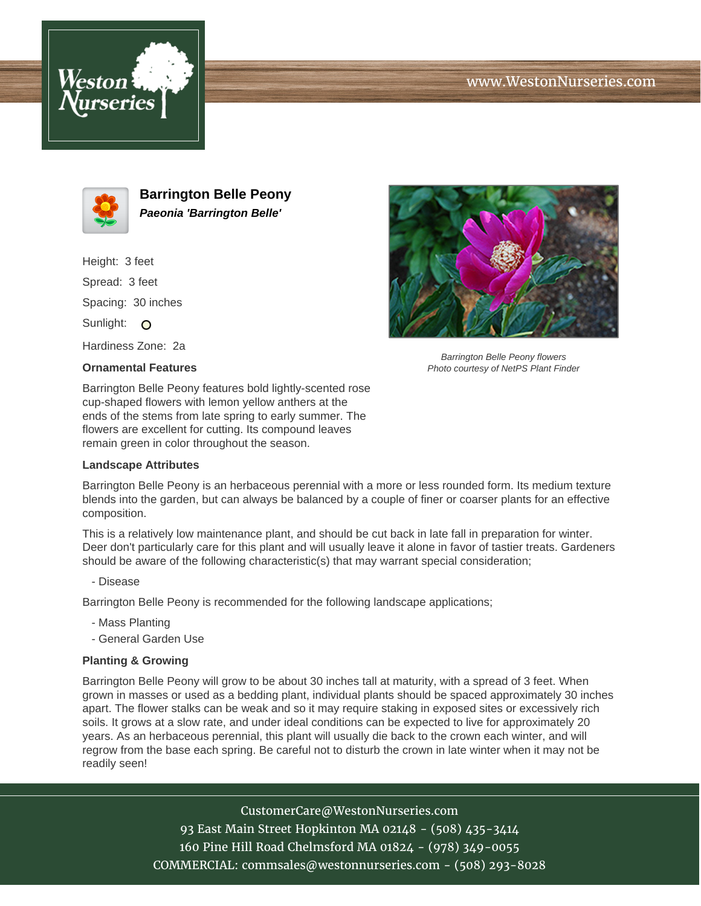# Barrington Belle Peony

***Paeonia 'Barrington Belle'***

Height: 3 feet

Spread: 3 feet

Spacing: 30 inches

Sunlight: O

Hardiness Zone: 2a

*Barrington Belle Peony flowers*
*Photo courtesy of NetPS Plant Finder*

### Ornamental Features

Barrington Belle Peony features bold lightly-scented rose cup-shaped flowers with lemon yellow anthers at the ends of the stems from late spring to early summer. The flowers are excellent for cutting. Its compound leaves remain green in color throughout the season.

### Landscape Attributes

Barrington Belle Peony is an herbaceous perennial with a more or less rounded form. Its medium texture blends into the garden, but can always be balanced by a couple of finer or coarser plants for an effective composition.

This is a relatively low maintenance plant, and should be cut back in late fall in preparation for winter. Deer don't particularly care for this plant and will usually leave it alone in favor of tastier treats. Gardeners should be aware of the following characteristic(s) that may warrant special consideration;

- Disease

Barrington Belle Peony is recommended for the following landscape applications;

- Mass Planting
- General Garden Use

### Planting & Growing

Barrington Belle Peony will grow to be about 30 inches tall at maturity, with a spread of 3 feet. When grown in masses or used as a bedding plant, individual plants should be spaced approximately 30 inches apart. The flower stalks can be weak and so it may require staking in exposed sites or excessively rich soils. It grows at a slow rate, and under ideal conditions can be expected to live for approximately 20 years. As an herbaceous perennial, this plant will usually die back to the crown each winter, and will regrow from the base each spring. Be careful not to disturb the crown in late winter when it may not be readily seen!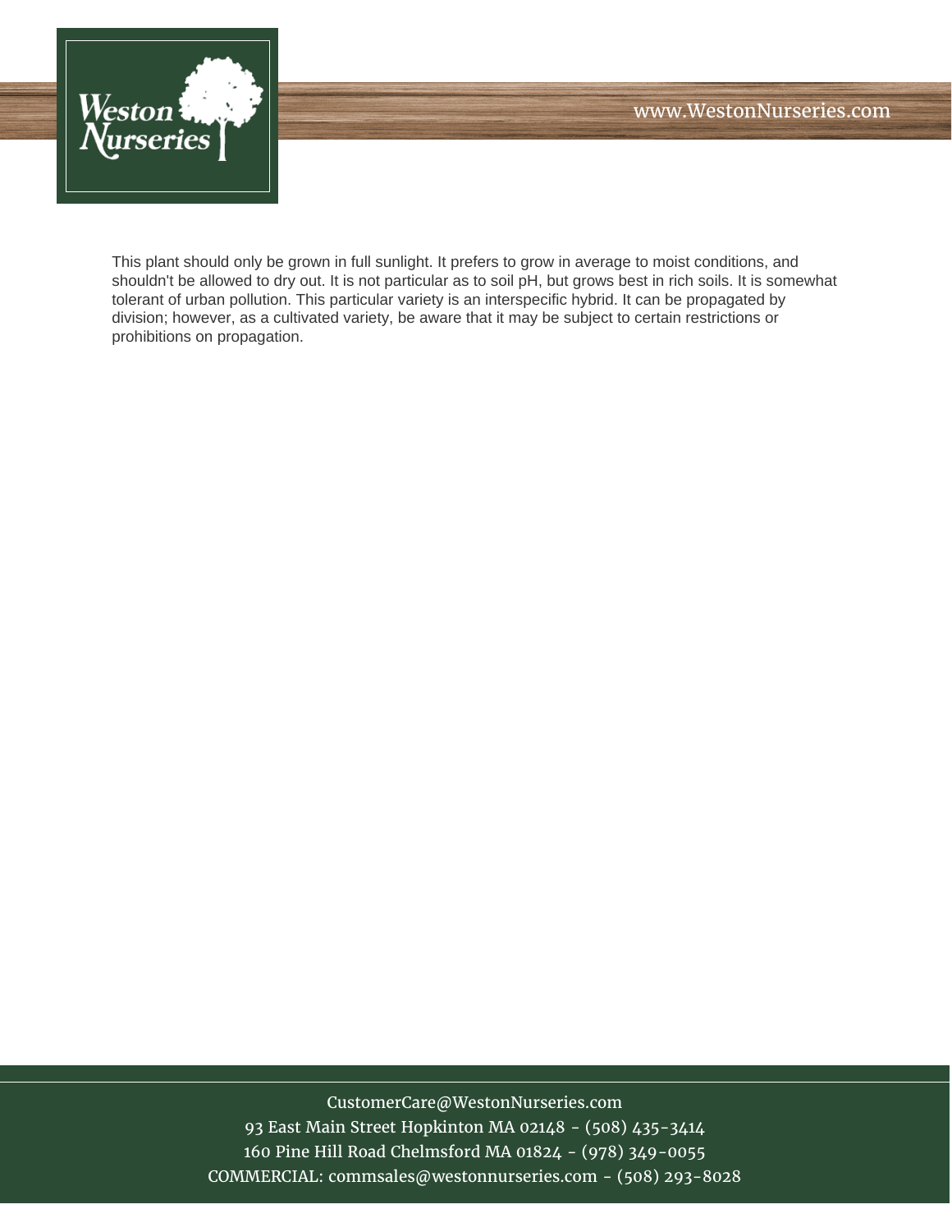This plant should only be grown in full sunlight. It prefers to grow in average to moist conditions, and shouldn't be allowed to dry out. It is not particular as to soil pH, but grows best in rich soils. It is somewhat tolerant of urban pollution. This particular variety is an interspecific hybrid. It can be propagated by division; however, as a cultivated variety, be aware that it may be subject to certain restrictions or prohibitions on propagation.